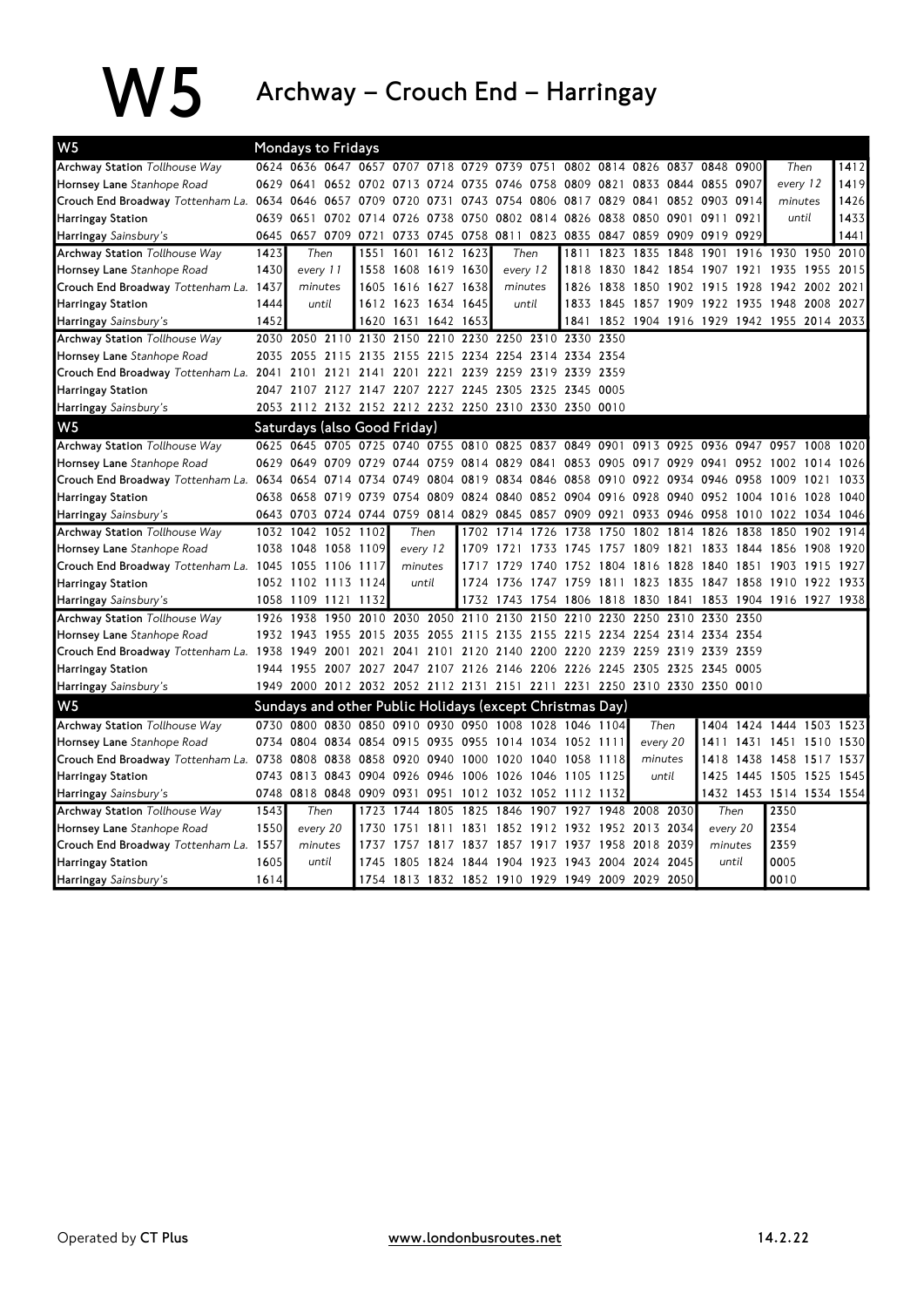# W5 Archway – Crouch End – Harringay

## W5 Mondays to Fridays

| Stop | | | | | | | | | | | | | | | | | | |
|---|---|---|---|---|---|---|---|---|---|---|---|---|---|---|---|---|---|---|
| Archway Station *Tollhouse Way* | 0624 | 0636 | 0647 | 0657 | 0707 | 0718 | 0729 | 0739 | 0751 | 0802 | 0814 | 0826 | 0837 | 0848 | 0900 | Then | | 1412 |
| Hornsey Lane *Stanhope Road* | 0629 | 0641 | 0652 | 0702 | 0713 | 0724 | 0735 | 0746 | 0758 | 0809 | 0821 | 0833 | 0844 | 0855 | 0907 | every 12 | | 1419 |
| Crouch End Broadway *Tottenham La.* | 0634 | 0646 | 0657 | 0709 | 0720 | 0731 | 0743 | 0754 | 0806 | 0817 | 0829 | 0841 | 0852 | 0903 | 0914 | minutes | | 1426 |
| Harringay Station | 0639 | 0651 | 0702 | 0714 | 0726 | 0738 | 0750 | 0802 | 0814 | 0826 | 0838 | 0850 | 0901 | 0911 | 0921 | until | | 1433 |
| Harringay *Sainsbury's* | 0645 | 0657 | 0709 | 0721 | 0733 | 0745 | 0758 | 0811 | 0823 | 0835 | 0847 | 0859 | 0909 | 0919 | 0929 | | | 1441 |

| Stop | | | | | | | | | | | | | | | | | | | |
|---|---|---|---|---|---|---|---|---|---|---|---|---|---|---|---|---|---|---|---|
| Archway Station *Tollhouse Way* | 1423 | Then | 1551 | 1601 | 1612 | 1623 | Then | 1811 | 1823 | 1835 | 1848 | 1901 | 1916 | 1930 | 1950 | 2010 |
| Hornsey Lane *Stanhope Road* | 1430 | every 11 | 1558 | 1608 | 1619 | 1630 | every 12 | 1818 | 1830 | 1842 | 1854 | 1907 | 1921 | 1935 | 1955 | 2015 |
| Crouch End Broadway *Tottenham La.* | 1437 | minutes | 1605 | 1616 | 1627 | 1638 | minutes | 1826 | 1838 | 1850 | 1902 | 1915 | 1928 | 1942 | 2002 | 2021 |
| Harringay Station | 1444 | until | 1612 | 1623 | 1634 | 1645 | until | 1833 | 1845 | 1857 | 1909 | 1922 | 1935 | 1948 | 2008 | 2027 |
| Harringay *Sainsbury's* | 1452 | | 1620 | 1631 | 1642 | 1653 | | 1841 | 1852 | 1904 | 1916 | 1929 | 1942 | 1955 | 2014 | 2033 |

| Stop | | | | | | | | | | | |
|---|---|---|---|---|---|---|---|---|---|---|---|
| Archway Station *Tollhouse Way* | 2030 | 2050 | 2110 | 2130 | 2150 | 2210 | 2230 | 2250 | 2310 | 2330 | 2350 |
| Hornsey Lane *Stanhope Road* | 2035 | 2055 | 2115 | 2135 | 2155 | 2215 | 2234 | 2254 | 2314 | 2334 | 2354 |
| Crouch End Broadway *Tottenham La.* | 2041 | 2101 | 2121 | 2141 | 2201 | 2221 | 2239 | 2259 | 2319 | 2339 | 2359 |
| Harringay Station | 2047 | 2107 | 2127 | 2147 | 2207 | 2227 | 2245 | 2305 | 2325 | 2345 | 0005 |
| Harringay *Sainsbury's* | 2053 | 2112 | 2132 | 2152 | 2212 | 2232 | 2250 | 2310 | 2330 | 2350 | 0010 |

## W5 Saturdays (also Good Friday)

| Stop | | | | | | | | | | | | | | | | | | |
|---|---|---|---|---|---|---|---|---|---|---|---|---|---|---|---|---|---|---|
| Archway Station *Tollhouse Way* | 0625 | 0645 | 0705 | 0725 | 0740 | 0755 | 0810 | 0825 | 0837 | 0849 | 0901 | 0913 | 0925 | 0936 | 0947 | 0957 | 1008 | 1020 |
| Hornsey Lane *Stanhope Road* | 0629 | 0649 | 0709 | 0729 | 0744 | 0759 | 0814 | 0829 | 0841 | 0853 | 0905 | 0917 | 0929 | 0941 | 0952 | 1002 | 1014 | 1026 |
| Crouch End Broadway *Tottenham La.* | 0634 | 0654 | 0714 | 0734 | 0749 | 0804 | 0819 | 0834 | 0846 | 0858 | 0910 | 0922 | 0934 | 0946 | 0958 | 1009 | 1021 | 1033 |
| Harringay Station | 0638 | 0658 | 0719 | 0739 | 0754 | 0809 | 0824 | 0840 | 0852 | 0904 | 0916 | 0928 | 0940 | 0952 | 1004 | 1016 | 1028 | 1040 |
| Harringay *Sainsbury's* | 0643 | 0703 | 0724 | 0744 | 0759 | 0814 | 0829 | 0845 | 0857 | 0909 | 0921 | 0933 | 0946 | 0958 | 1010 | 1022 | 1034 | 1046 |

| Stop | | | | | | | | | | | | | | | | | |
|---|---|---|---|---|---|---|---|---|---|---|---|---|---|---|---|---|---|
| Archway Station *Tollhouse Way* | 1032 | 1042 | 1052 | 1102 | Then | 1702 | 1714 | 1726 | 1738 | 1750 | 1802 | 1814 | 1826 | 1838 | 1850 | 1902 | 1914 |
| Hornsey Lane *Stanhope Road* | 1038 | 1048 | 1058 | 1109 | every 12 | 1709 | 1721 | 1733 | 1745 | 1757 | 1809 | 1821 | 1833 | 1844 | 1856 | 1908 | 1920 |
| Crouch End Broadway *Tottenham La.* | 1045 | 1055 | 1106 | 1117 | minutes | 1717 | 1729 | 1740 | 1752 | 1804 | 1816 | 1828 | 1840 | 1851 | 1903 | 1915 | 1927 |
| Harringay Station | 1052 | 1102 | 1113 | 1124 | until | 1724 | 1736 | 1747 | 1759 | 1811 | 1823 | 1835 | 1847 | 1858 | 1910 | 1922 | 1933 |
| Harringay *Sainsbury's* | 1058 | 1109 | 1121 | 1132 | | 1732 | 1743 | 1754 | 1806 | 1818 | 1830 | 1841 | 1853 | 1904 | 1916 | 1927 | 1938 |

| Stop | | | | | | | | | | | | | | | |
|---|---|---|---|---|---|---|---|---|---|---|---|---|---|---|---|
| Archway Station *Tollhouse Way* | 1926 | 1938 | 1950 | 2010 | 2030 | 2050 | 2110 | 2130 | 2150 | 2210 | 2230 | 2250 | 2310 | 2330 | 2350 |
| Hornsey Lane *Stanhope Road* | 1932 | 1943 | 1955 | 2015 | 2035 | 2055 | 2115 | 2135 | 2155 | 2215 | 2234 | 2254 | 2314 | 2334 | 2354 |
| Crouch End Broadway *Tottenham La.* | 1938 | 1949 | 2001 | 2021 | 2041 | 2101 | 2120 | 2140 | 2200 | 2220 | 2239 | 2259 | 2319 | 2339 | 2359 |
| Harringay Station | 1944 | 1955 | 2007 | 2027 | 2047 | 2107 | 2126 | 2146 | 2206 | 2226 | 2245 | 2305 | 2325 | 2345 | 0005 |
| Harringay *Sainsbury's* | 1949 | 2000 | 2012 | 2032 | 2052 | 2112 | 2131 | 2151 | 2211 | 2231 | 2250 | 2310 | 2330 | 2350 | 0010 |

## W5 Sundays and other Public Holidays (except Christmas Day)

| Stop | | | | | | | | | | | | | | | | | |
|---|---|---|---|---|---|---|---|---|---|---|---|---|---|---|---|---|---|
| Archway Station *Tollhouse Way* | 0730 | 0800 | 0830 | 0850 | 0910 | 0930 | 0950 | 1008 | 1028 | 1046 | 1104 | Then | 1404 | 1424 | 1444 | 1503 | 1523 |
| Hornsey Lane *Stanhope Road* | 0734 | 0804 | 0834 | 0854 | 0915 | 0935 | 0955 | 1014 | 1034 | 1052 | 1111 | every 20 | 1411 | 1431 | 1451 | 1510 | 1530 |
| Crouch End Broadway *Tottenham La.* | 0738 | 0808 | 0838 | 0858 | 0920 | 0940 | 1000 | 1020 | 1040 | 1058 | 1118 | minutes | 1418 | 1438 | 1458 | 1517 | 1537 |
| Harringay Station | 0743 | 0813 | 0843 | 0904 | 0926 | 0946 | 1006 | 1026 | 1046 | 1105 | 1125 | until | 1425 | 1445 | 1505 | 1525 | 1545 |
| Harringay *Sainsbury's* | 0748 | 0818 | 0848 | 0909 | 0931 | 0951 | 1012 | 1032 | 1052 | 1112 | 1132 | | 1432 | 1453 | 1514 | 1534 | 1554 |

| Stop | | | | | | | | | | | | | | |
|---|---|---|---|---|---|---|---|---|---|---|---|---|---|---|
| Archway Station *Tollhouse Way* | 1543 | Then | 1723 | 1744 | 1805 | 1825 | 1846 | 1907 | 1927 | 1948 | 2008 | 2030 | Then | 2350 |
| Hornsey Lane *Stanhope Road* | 1550 | every 20 | 1730 | 1751 | 1811 | 1831 | 1852 | 1912 | 1932 | 1952 | 2013 | 2034 | every 20 | 2354 |
| Crouch End Broadway *Tottenham La.* | 1557 | minutes | 1737 | 1757 | 1817 | 1837 | 1857 | 1917 | 1937 | 1958 | 2018 | 2039 | minutes | 2359 |
| Harringay Station | 1605 | until | 1745 | 1805 | 1824 | 1844 | 1904 | 1923 | 1943 | 2004 | 2024 | 2045 | until | 0005 |
| Harringay *Sainsbury's* | 1614 | | 1754 | 1813 | 1832 | 1852 | 1910 | 1929 | 1949 | 2009 | 2029 | 2050 | | 0010 |

Operated by **CT Plus** www.londonbusroutes.net 14.2.22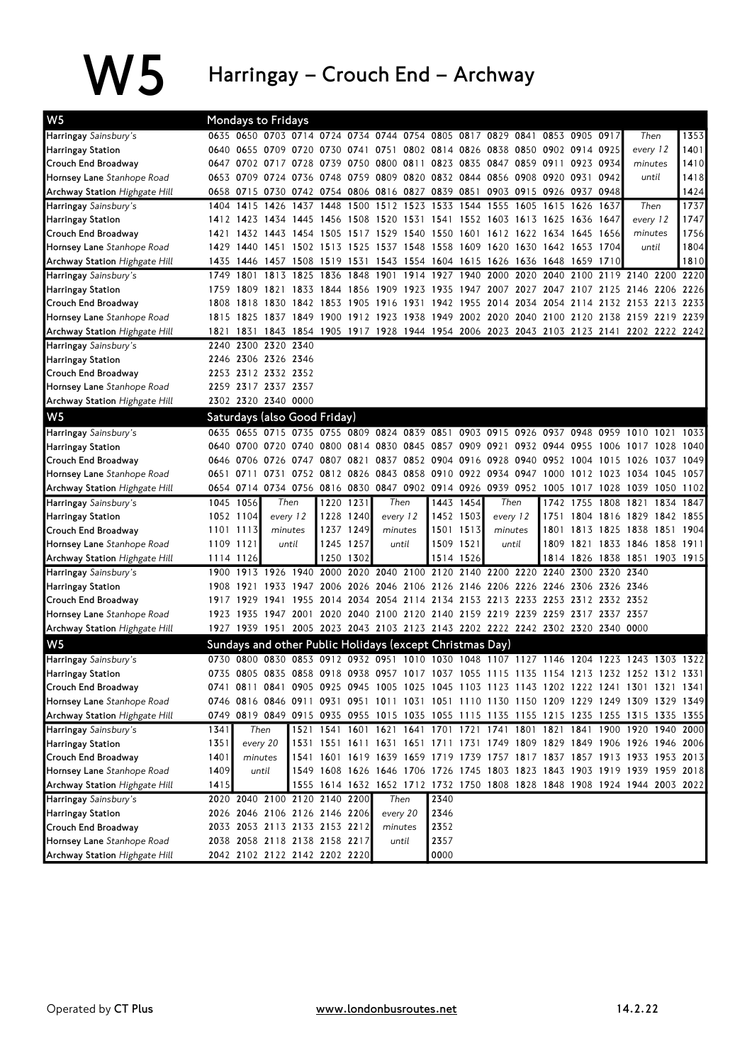# W5 Harringay – Crouch End – Archway

## W5 Mondays to Fridays

| | | | | | | | | | | | | | | | | | | |
|---|---|---|---|---|---|---|---|---|---|---|---|---|---|---|---|---|---|---|
| Harringay *Sainsbury's* | 0635 | 0650 | 0703 | 0714 | 0724 | 0734 | 0744 | 0754 | 0805 | 0817 | 0829 | 0841 | 0853 | 0905 | 0917 | Then | | 1353 |
| Harringay Station | 0640 | 0655 | 0709 | 0720 | 0730 | 0741 | 0751 | 0802 | 0814 | 0826 | 0838 | 0850 | 0902 | 0914 | 0925 | every 12 | | 1401 |
| Crouch End Broadway | 0647 | 0702 | 0717 | 0728 | 0739 | 0750 | 0800 | 0811 | 0823 | 0835 | 0847 | 0859 | 0911 | 0923 | 0934 | minutes | | 1410 |
| Hornsey Lane *Stanhope Road* | 0653 | 0709 | 0724 | 0736 | 0748 | 0759 | 0809 | 0820 | 0832 | 0844 | 0856 | 0908 | 0920 | 0931 | 0942 | until | | 1418 |
| Archway Station *Highgate Hill* | 0658 | 0715 | 0730 | 0742 | 0754 | 0806 | 0816 | 0827 | 0839 | 0851 | 0903 | 0915 | 0926 | 0937 | 0948 | | | 1424 |
| Harringay *Sainsbury's* | 1404 | 1415 | 1426 | 1437 | 1448 | 1500 | 1512 | 1523 | 1533 | 1544 | 1555 | 1605 | 1615 | 1626 | 1637 | Then | | 1737 |
| Harringay Station | 1412 | 1423 | 1434 | 1445 | 1456 | 1508 | 1520 | 1531 | 1541 | 1552 | 1603 | 1613 | 1625 | 1636 | 1647 | every 12 | | 1747 |
| Crouch End Broadway | 1421 | 1432 | 1443 | 1454 | 1505 | 1517 | 1529 | 1540 | 1550 | 1601 | 1612 | 1622 | 1634 | 1645 | 1656 | minutes | | 1756 |
| Hornsey Lane *Stanhope Road* | 1429 | 1440 | 1451 | 1502 | 1513 | 1525 | 1537 | 1548 | 1558 | 1609 | 1620 | 1630 | 1642 | 1653 | 1704 | until | | 1804 |
| Archway Station *Highgate Hill* | 1435 | 1446 | 1457 | 1508 | 1519 | 1531 | 1543 | 1554 | 1604 | 1615 | 1626 | 1636 | 1648 | 1659 | 1710 | | | 1810 |
| Harringay *Sainsbury's* | 1749 | 1801 | 1813 | 1825 | 1836 | 1848 | 1901 | 1914 | 1927 | 1940 | 2000 | 2020 | 2040 | 2100 | 2119 | 2140 | 2200 | 2220 |
| Harringay Station | 1759 | 1809 | 1821 | 1833 | 1844 | 1856 | 1909 | 1923 | 1935 | 1947 | 2007 | 2027 | 2047 | 2107 | 2125 | 2146 | 2206 | 2226 |
| Crouch End Broadway | 1808 | 1818 | 1830 | 1842 | 1853 | 1905 | 1916 | 1931 | 1942 | 1955 | 2014 | 2034 | 2054 | 2114 | 2132 | 2153 | 2213 | 2233 |
| Hornsey Lane *Stanhope Road* | 1815 | 1825 | 1837 | 1849 | 1900 | 1912 | 1923 | 1938 | 1949 | 2002 | 2020 | 2040 | 2100 | 2120 | 2138 | 2159 | 2219 | 2239 |
| Archway Station *Highgate Hill* | 1821 | 1831 | 1843 | 1854 | 1905 | 1917 | 1928 | 1944 | 1954 | 2006 | 2023 | 2043 | 2103 | 2123 | 2141 | 2202 | 2222 | 2242 |
| Harringay *Sainsbury's* | 2240 | 2300 | 2320 | 2340 | | | | | | | | | | | | | | |
| Harringay Station | 2246 | 2306 | 2326 | 2346 | | | | | | | | | | | | | | |
| Crouch End Broadway | 2253 | 2312 | 2332 | 2352 | | | | | | | | | | | | | | |
| Hornsey Lane *Stanhope Road* | 2259 | 2317 | 2337 | 2357 | | | | | | | | | | | | | | |
| Archway Station *Highgate Hill* | 2302 | 2320 | 2340 | 0000 | | | | | | | | | | | | | | |

## W5 Saturdays (also Good Friday)

| | | | | | | | | | | | | | | | | | | |
|---|---|---|---|---|---|---|---|---|---|---|---|---|---|---|---|---|---|---|
| Harringay *Sainsbury's* | 0635 | 0655 | 0715 | 0735 | 0755 | 0809 | 0824 | 0839 | 0851 | 0903 | 0915 | 0926 | 0937 | 0948 | 0959 | 1010 | 1021 | 1033 |
| Harringay Station | 0640 | 0700 | 0720 | 0740 | 0800 | 0814 | 0830 | 0845 | 0857 | 0909 | 0921 | 0932 | 0944 | 0955 | 1006 | 1017 | 1028 | 1040 |
| Crouch End Broadway | 0646 | 0706 | 0726 | 0747 | 0807 | 0821 | 0837 | 0852 | 0904 | 0916 | 0928 | 0940 | 0952 | 1004 | 1015 | 1026 | 1037 | 1049 |
| Hornsey Lane *Stanhope Road* | 0651 | 0711 | 0731 | 0752 | 0812 | 0826 | 0843 | 0858 | 0910 | 0922 | 0934 | 0947 | 1000 | 1012 | 1023 | 1034 | 1045 | 1057 |
| Archway Station *Highgate Hill* | 0654 | 0714 | 0734 | 0756 | 0816 | 0830 | 0847 | 0902 | 0914 | 0926 | 0939 | 0952 | 1005 | 1017 | 1028 | 1039 | 1050 | 1102 |
| Harringay *Sainsbury's* | 1045 | 1056 | Then | 1220 | 1231 | Then | 1443 | 1454 | Then | 1742 | 1755 | 1808 | 1821 | 1834 | 1847 | | | |
| Harringay Station | 1052 | 1104 | every 12 | 1228 | 1240 | every 12 | 1452 | 1503 | every 12 | 1751 | 1804 | 1816 | 1829 | 1842 | 1855 | | | |
| Crouch End Broadway | 1101 | 1113 | minutes | 1237 | 1249 | minutes | 1501 | 1513 | minutes | 1801 | 1813 | 1825 | 1838 | 1851 | 1904 | | | |
| Hornsey Lane *Stanhope Road* | 1109 | 1121 | until | 1245 | 1257 | until | 1509 | 1521 | until | 1809 | 1821 | 1833 | 1846 | 1858 | 1911 | | | |
| Archway Station *Highgate Hill* | 1114 | 1126 | | 1250 | 1302 | | 1514 | 1526 | | 1814 | 1826 | 1838 | 1851 | 1903 | 1915 | | | |
| Harringay *Sainsbury's* | 1900 | 1913 | 1926 | 1940 | 2000 | 2020 | 2040 | 2100 | 2120 | 2140 | 2200 | 2220 | 2240 | 2300 | 2320 | 2340 | | |
| Harringay Station | 1908 | 1921 | 1933 | 1947 | 2006 | 2026 | 2046 | 2106 | 2126 | 2146 | 2206 | 2226 | 2246 | 2306 | 2326 | 2346 | | |
| Crouch End Broadway | 1917 | 1929 | 1941 | 1955 | 2014 | 2034 | 2054 | 2114 | 2134 | 2153 | 2213 | 2233 | 2253 | 2312 | 2332 | 2352 | | |
| Hornsey Lane *Stanhope Road* | 1923 | 1935 | 1947 | 2001 | 2020 | 2040 | 2100 | 2120 | 2140 | 2159 | 2219 | 2239 | 2259 | 2317 | 2337 | 2357 | | |
| Archway Station *Highgate Hill* | 1927 | 1939 | 1951 | 2005 | 2023 | 2043 | 2103 | 2123 | 2143 | 2202 | 2222 | 2242 | 2302 | 2320 | 2340 | 0000 | | |

## W5 Sundays and other Public Holidays (except Christmas Day)

| | | | | | | | | | | | | | | | | | | |
|---|---|---|---|---|---|---|---|---|---|---|---|---|---|---|---|---|---|---|
| Harringay *Sainsbury's* | 0730 | 0800 | 0830 | 0853 | 0912 | 0932 | 0951 | 1010 | 1030 | 1048 | 1107 | 1127 | 1146 | 1204 | 1223 | 1243 | 1303 | 1322 |
| Harringay Station | 0735 | 0805 | 0835 | 0858 | 0918 | 0938 | 0957 | 1017 | 1037 | 1055 | 1115 | 1135 | 1154 | 1213 | 1232 | 1252 | 1312 | 1331 |
| Crouch End Broadway | 0741 | 0811 | 0841 | 0905 | 0925 | 0945 | 1005 | 1025 | 1045 | 1103 | 1123 | 1143 | 1202 | 1222 | 1241 | 1301 | 1321 | 1341 |
| Hornsey Lane *Stanhope Road* | 0746 | 0816 | 0846 | 0911 | 0931 | 0951 | 1011 | 1031 | 1051 | 1110 | 1130 | 1150 | 1209 | 1229 | 1249 | 1309 | 1329 | 1349 |
| Archway Station *Highgate Hill* | 0749 | 0819 | 0849 | 0915 | 0935 | 0955 | 1015 | 1035 | 1055 | 1115 | 1135 | 1155 | 1215 | 1235 | 1255 | 1315 | 1335 | 1355 |
| Harringay *Sainsbury's* | 1341 | Then | 1521 | 1541 | 1601 | 1621 | 1641 | 1701 | 1721 | 1741 | 1801 | 1821 | 1841 | 1900 | 1920 | 1940 | 2000 | |
| Harringay Station | 1351 | every 20 | 1531 | 1551 | 1611 | 1631 | 1651 | 1711 | 1731 | 1749 | 1809 | 1829 | 1849 | 1906 | 1926 | 1946 | 2006 | |
| Crouch End Broadway | 1401 | minutes | 1541 | 1601 | 1619 | 1639 | 1659 | 1719 | 1739 | 1757 | 1817 | 1837 | 1857 | 1913 | 1933 | 1953 | 2013 | |
| Hornsey Lane *Stanhope Road* | 1409 | until | 1549 | 1608 | 1626 | 1646 | 1706 | 1726 | 1745 | 1803 | 1823 | 1843 | 1903 | 1919 | 1939 | 1959 | 2018 | |
| Archway Station *Highgate Hill* | 1415 | | 1555 | 1614 | 1632 | 1652 | 1712 | 1732 | 1750 | 1808 | 1828 | 1848 | 1908 | 1924 | 1944 | 2003 | 2022 | |
| Harringay *Sainsbury's* | 2020 | 2040 | 2100 | 2120 | 2140 | 2200 | Then | 2340 | | | | | | | | | | |
| Harringay Station | 2026 | 2046 | 2106 | 2126 | 2146 | 2206 | every 20 | 2346 | | | | | | | | | | |
| Crouch End Broadway | 2033 | 2053 | 2113 | 2133 | 2153 | 2212 | minutes | 2352 | | | | | | | | | | |
| Hornsey Lane *Stanhope Road* | 2038 | 2058 | 2118 | 2138 | 2158 | 2217 | until | 2357 | | | | | | | | | | |
| Archway Station *Highgate Hill* | 2042 | 2102 | 2122 | 2142 | 2202 | 2220 | | 0000 | | | | | | | | | | |

Operated by **CT Plus** www.londonbusroutes.net 14.2.22